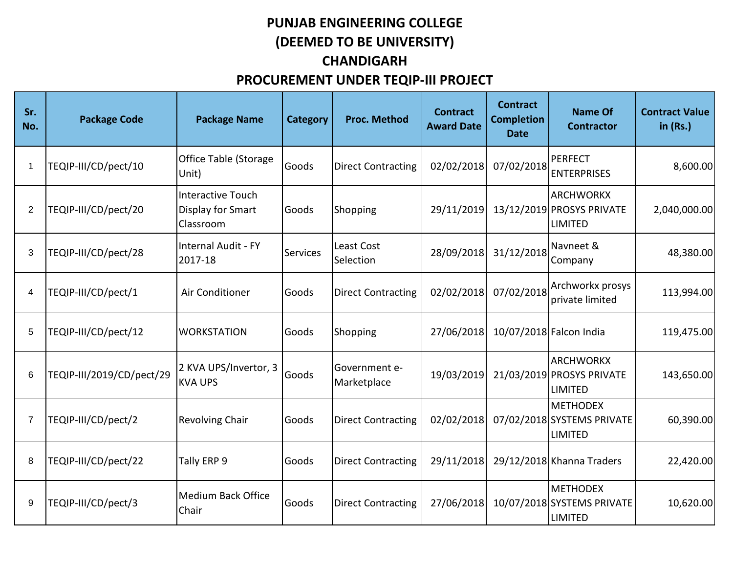# PUNJAB ENGINEERING COLLEGE
# (DEEMED TO BE UNIVERSITY)
# CHANDIGARH
# PROCUREMENT UNDER TEQIP-III PROJECT

| Sr. No. | Package Code | Package Name | Category | Proc. Method | Contract Award Date | Contract Completion Date | Name Of Contractor | Contract Value in (Rs.) |
|---|---|---|---|---|---|---|---|---|
| 1 | TEQIP-III/CD/pect/10 | Office Table (Storage Unit) | Goods | Direct Contracting | 02/02/2018 | 07/02/2018 | PERFECT ENTERPRISES | 8,600.00 |
| 2 | TEQIP-III/CD/pect/20 | Interactive Touch Display for Smart Classroom | Goods | Shopping | 29/11/2019 | 13/12/2019 | ARCHWORKX PROSYS PRIVATE LIMITED | 2,040,000.00 |
| 3 | TEQIP-III/CD/pect/28 | Internal Audit - FY 2017-18 | Services | Least Cost Selection | 28/09/2018 | 31/12/2018 | Navneet & Company | 48,380.00 |
| 4 | TEQIP-III/CD/pect/1 | Air Conditioner | Goods | Direct Contracting | 02/02/2018 | 07/02/2018 | Archworkx prosys private limited | 113,994.00 |
| 5 | TEQIP-III/CD/pect/12 | WORKSTATION | Goods | Shopping | 27/06/2018 | 10/07/2018 | Falcon India | 119,475.00 |
| 6 | TEQIP-III/2019/CD/pect/29 | 2 KVA UPS/Invertor, 3 KVA UPS | Goods | Government e-Marketplace | 19/03/2019 | 21/03/2019 | ARCHWORKX PROSYS PRIVATE LIMITED | 143,650.00 |
| 7 | TEQIP-III/CD/pect/2 | Revolving Chair | Goods | Direct Contracting | 02/02/2018 | 07/02/2018 | METHODEX SYSTEMS PRIVATE LIMITED | 60,390.00 |
| 8 | TEQIP-III/CD/pect/22 | Tally ERP 9 | Goods | Direct Contracting | 29/11/2018 | 29/12/2018 | Khanna Traders | 22,420.00 |
| 9 | TEQIP-III/CD/pect/3 | Medium Back Office Chair | Goods | Direct Contracting | 27/06/2018 | 10/07/2018 | METHODEX SYSTEMS PRIVATE LIMITED | 10,620.00 |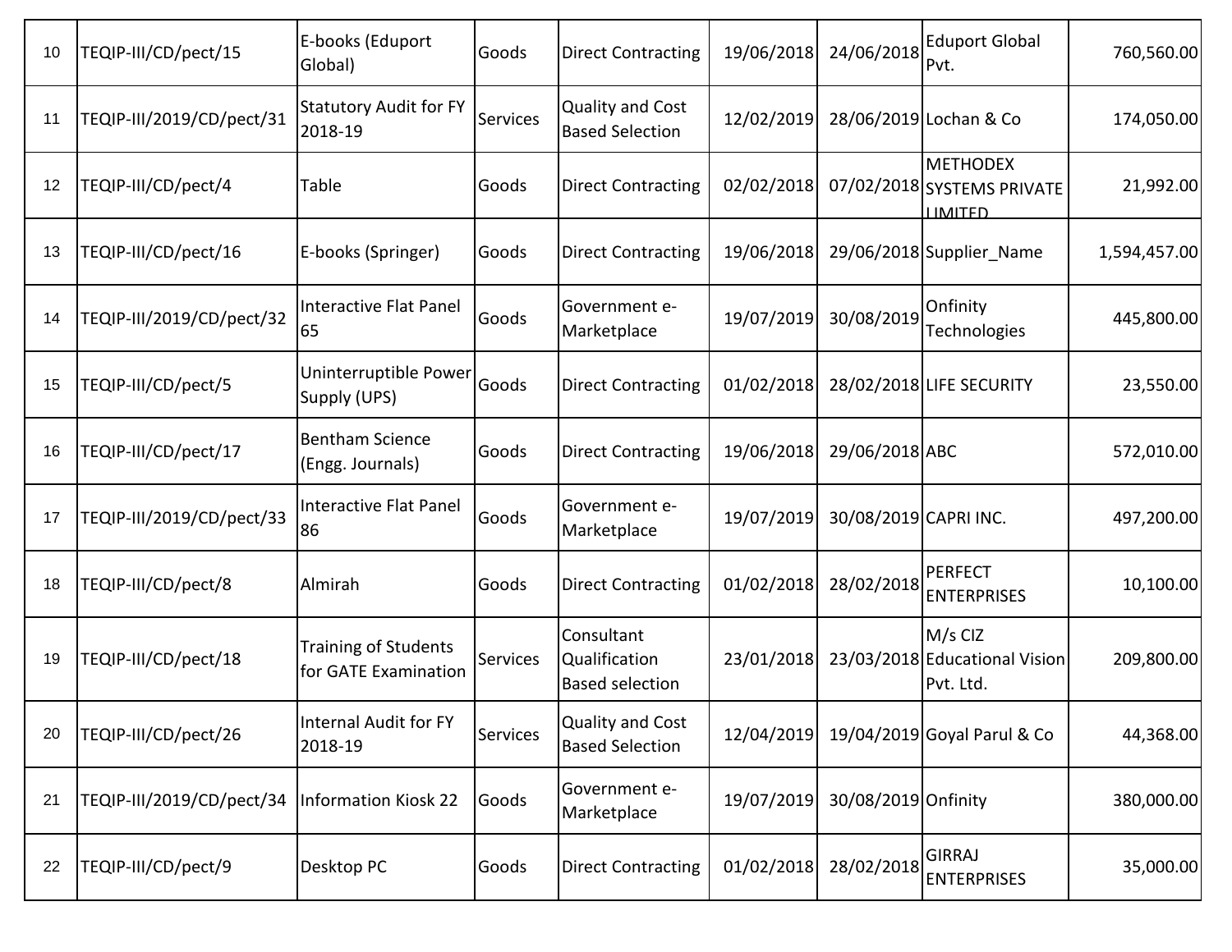| | | | | | | | | |
|---|---|---|---|---|---|---|---|---|
| 10 | TEQIP-III/CD/pect/15 | E-books (Eduport Global) | Goods | Direct Contracting | 19/06/2018 | 24/06/2018 | Eduport Global Pvt. | 760,560.00 |
| 11 | TEQIP-III/2019/CD/pect/31 | Statutory Audit for FY 2018-19 | Services | Quality and Cost Based Selection | 12/02/2019 | 28/06/2019 | Lochan & Co | 174,050.00 |
| 12 | TEQIP-III/CD/pect/4 | Table | Goods | Direct Contracting | 02/02/2018 | 07/02/2018 | METHODEX SYSTEMS PRIVATE LIMITED | 21,992.00 |
| 13 | TEQIP-III/CD/pect/16 | E-books (Springer) | Goods | Direct Contracting | 19/06/2018 | 29/06/2018 | Supplier_Name | 1,594,457.00 |
| 14 | TEQIP-III/2019/CD/pect/32 | Interactive Flat Panel 65 | Goods | Government e-Marketplace | 19/07/2019 | 30/08/2019 | Onfinity Technologies | 445,800.00 |
| 15 | TEQIP-III/CD/pect/5 | Uninterruptible Power Supply (UPS) | Goods | Direct Contracting | 01/02/2018 | 28/02/2018 | LIFE SECURITY | 23,550.00 |
| 16 | TEQIP-III/CD/pect/17 | Bentham Science (Engg. Journals) | Goods | Direct Contracting | 19/06/2018 | 29/06/2018 | ABC | 572,010.00 |
| 17 | TEQIP-III/2019/CD/pect/33 | Interactive Flat Panel 86 | Goods | Government e-Marketplace | 19/07/2019 | 30/08/2019 | CAPRI INC. | 497,200.00 |
| 18 | TEQIP-III/CD/pect/8 | Almirah | Goods | Direct Contracting | 01/02/2018 | 28/02/2018 | PERFECT ENTERPRISES | 10,100.00 |
| 19 | TEQIP-III/CD/pect/18 | Training of Students for GATE Examination | Services | Consultant Qualification Based selection | 23/01/2018 | 23/03/2018 | M/s CIZ Educational Vision Pvt. Ltd. | 209,800.00 |
| 20 | TEQIP-III/CD/pect/26 | Internal Audit for FY 2018-19 | Services | Quality and Cost Based Selection | 12/04/2019 | 19/04/2019 | Goyal Parul & Co | 44,368.00 |
| 21 | TEQIP-III/2019/CD/pect/34 | Information Kiosk 22 | Goods | Government e-Marketplace | 19/07/2019 | 30/08/2019 | Onfinity | 380,000.00 |
| 22 | TEQIP-III/CD/pect/9 | Desktop PC | Goods | Direct Contracting | 01/02/2018 | 28/02/2018 | GIRRAJ ENTERPRISES | 35,000.00 |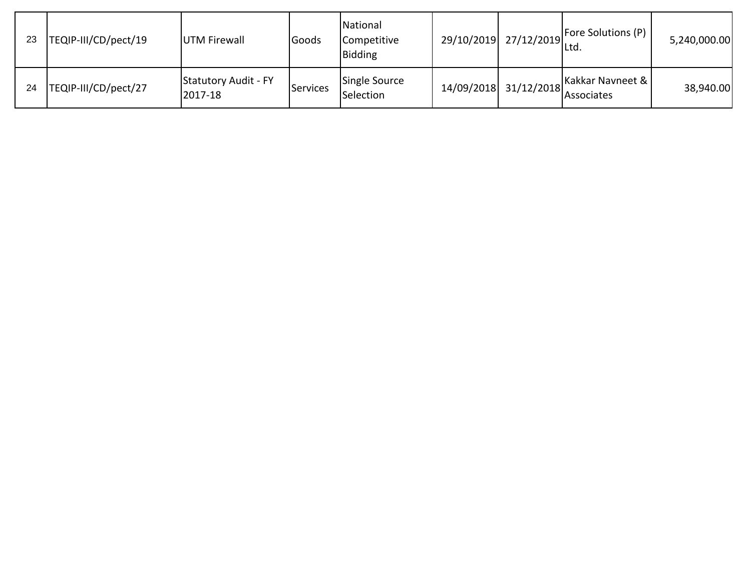| | | | | | | | | |
|---|---|---|---|---|---|---|---|---|
| 23 | TEQIP-III/CD/pect/19 | UTM Firewall | Goods | National Competitive Bidding | 29/10/2019 | 27/12/2019 | Fore Solutions (P) Ltd. | 5,240,000.00 |
| 24 | TEQIP-III/CD/pect/27 | Statutory Audit - FY 2017-18 | Services | Single Source Selection | 14/09/2018 | 31/12/2018 | Kakkar Navneet & Associates | 38,940.00 |